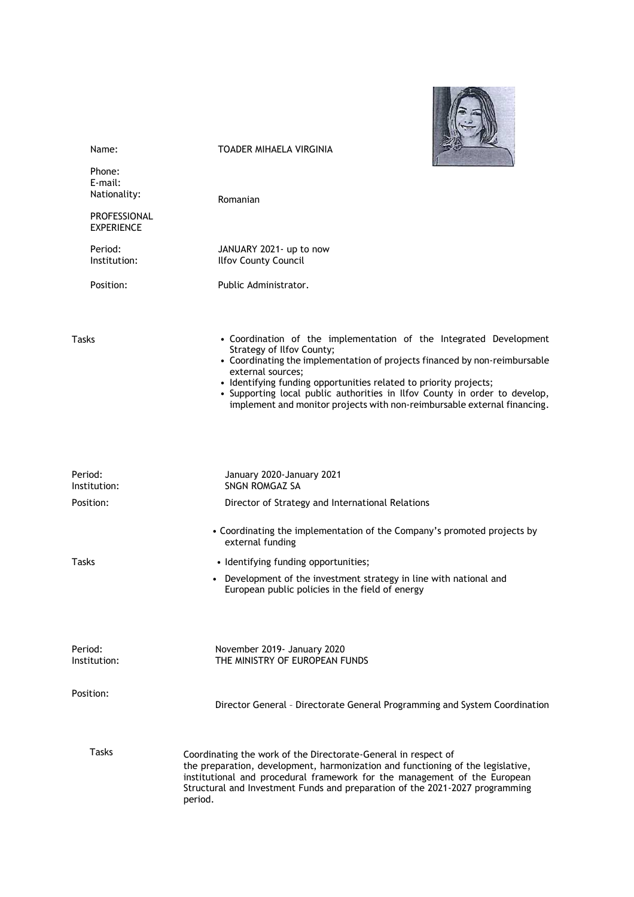Name: TOADER MIHAELA VIRGINIA

Phone:
E-mail:
Nationality: Romanian

PROFESSIONAL EXPERIENCE

Period: JANUARY 2021- up to now
Institution: Ilfov County Council

Position: Public Administrator.

Tasks

- Coordination of the implementation of the Integrated Development Strategy of Ilfov County;
- Coordinating the implementation of projects financed by non-reimbursable external sources;
- Identifying funding opportunities related to priority projects;
- Supporting local public authorities in Ilfov County in order to develop, implement and monitor projects with non-reimbursable external financing.

Period: January 2020-January 2021
Institution: SNGN ROMGAZ SA

Position: Director of Strategy and International Relations

Tasks

- Coordinating the implementation of the Company's promoted projects by external funding
- Identifying funding opportunities;
- Development of the investment strategy in line with national and European public policies in the field of energy

Period: November 2019- January 2020
Institution: THE MINISTRY OF EUROPEAN FUNDS

Position: Director General – Directorate General Programming and System Coordination

Tasks

Coordinating the work of the Directorate-General in respect of the preparation, development, harmonization and functioning of the legislative, institutional and procedural framework for the management of the European Structural and Investment Funds and preparation of the 2021-2027 programming period.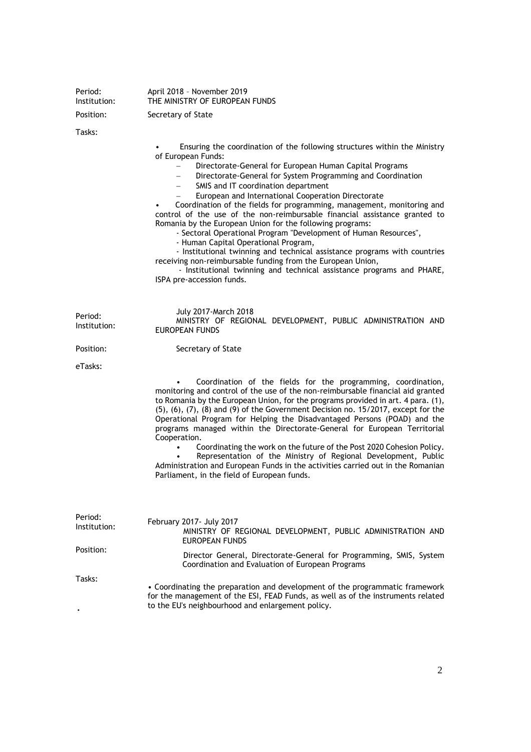Period: April 2018 – November 2019
Institution: THE MINISTRY OF EUROPEAN FUNDS

Position: Secretary of State

Tasks:

- Ensuring the coordination of the following structures within the Ministry of European Funds:
  - Directorate-General for European Human Capital Programs
  - Directorate-General for System Programming and Coordination
  - SMIS and IT coordination department
  - European and International Cooperation Directorate
- Coordination of the fields for programming, management, monitoring and control of the use of the non-reimbursable financial assistance granted to Romania by the European Union for the following programs:
  - Sectoral Operational Program "Development of Human Resources",
  - Human Capital Operational Program,
  - Institutional twinning and technical assistance programs with countries receiving non-reimbursable funding from the European Union,
  - Institutional twinning and technical assistance programs and PHARE, ISPA pre-accession funds.

Period: July 2017-March 2018
Institution: MINISTRY OF REGIONAL DEVELOPMENT, PUBLIC ADMINISTRATION AND EUROPEAN FUNDS

Position: Secretary of State

eTasks:

- Coordination of the fields for the programming, coordination, monitoring and control of the use of the non-reimbursable financial aid granted to Romania by the European Union, for the programs provided in art. 4 para. (1), (5), (6), (7), (8) and (9) of the Government Decision no. 15/2017, except for the Operational Program for Helping the Disadvantaged Persons (POAD) and the programs managed within the Directorate-General for European Territorial Cooperation.
- Coordinating the work on the future of the Post 2020 Cohesion Policy.
- Representation of the Ministry of Regional Development, Public Administration and European Funds in the activities carried out in the Romanian Parliament, in the field of European funds.

Period: February 2017- July 2017
Institution: MINISTRY OF REGIONAL DEVELOPMENT, PUBLIC ADMINISTRATION AND EUROPEAN FUNDS

Position: Director General, Directorate-General for Programming, SMIS, System Coordination and Evaluation of European Programs

Tasks:

- Coordinating the preparation and development of the programmatic framework for the management of the ESI, FEAD Funds, as well as of the instruments related to the EU's neighbourhood and enlargement policy.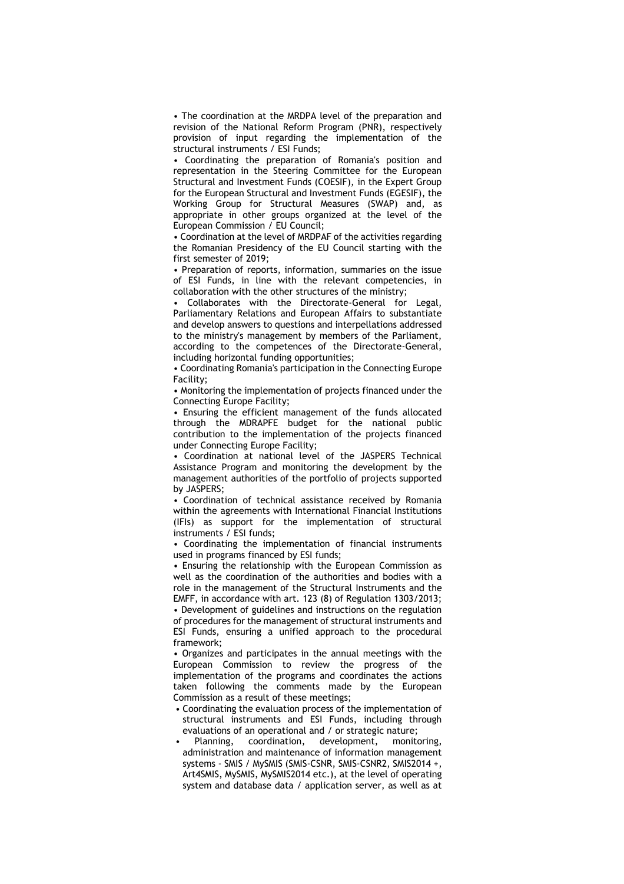- The coordination at the MRDPA level of the preparation and revision of the National Reform Program (PNR), respectively provision of input regarding the implementation of the structural instruments / ESI Funds;
- Coordinating the preparation of Romania's position and representation in the Steering Committee for the European Structural and Investment Funds (COESIF), in the Expert Group for the European Structural and Investment Funds (EGESIF), the Working Group for Structural Measures (SWAP) and, as appropriate in other groups organized at the level of the European Commission / EU Council;
- Coordination at the level of MRDPAF of the activities regarding the Romanian Presidency of the EU Council starting with the first semester of 2019;
- Preparation of reports, information, summaries on the issue of ESI Funds, in line with the relevant competencies, in collaboration with the other structures of the ministry;
- Collaborates with the Directorate-General for Legal, Parliamentary Relations and European Affairs to substantiate and develop answers to questions and interpellations addressed to the ministry's management by members of the Parliament, according to the competences of the Directorate-General, including horizontal funding opportunities;
- Coordinating Romania's participation in the Connecting Europe Facility;
- Monitoring the implementation of projects financed under the Connecting Europe Facility;
- Ensuring the efficient management of the funds allocated through the MDRAPFE budget for the national public contribution to the implementation of the projects financed under Connecting Europe Facility;
- Coordination at national level of the JASPERS Technical Assistance Program and monitoring the development by the management authorities of the portfolio of projects supported by JASPERS;
- Coordination of technical assistance received by Romania within the agreements with International Financial Institutions (IFIs) as support for the implementation of structural instruments / ESI funds;
- Coordinating the implementation of financial instruments used in programs financed by ESI funds;
- Ensuring the relationship with the European Commission as well as the coordination of the authorities and bodies with a role in the management of the Structural Instruments and the EMFF, in accordance with art. 123 (8) of Regulation 1303/2013;
- Development of guidelines and instructions on the regulation of procedures for the management of structural instruments and ESI Funds, ensuring a unified approach to the procedural framework;
- Organizes and participates in the annual meetings with the European Commission to review the progress of the implementation of the programs and coordinates the actions taken following the comments made by the European Commission as a result of these meetings;
- Coordinating the evaluation process of the implementation of structural instruments and ESI Funds, including through evaluations of an operational and / or strategic nature;
- Planning, coordination, development, monitoring, administration and maintenance of information management systems - SMIS / MySMIS (SMIS-CSNR, SMIS-CSNR2, SMIS2014 +, Art4SMIS, MySMIS, MySMIS2014 etc.), at the level of operating system and database data / application server, as well as at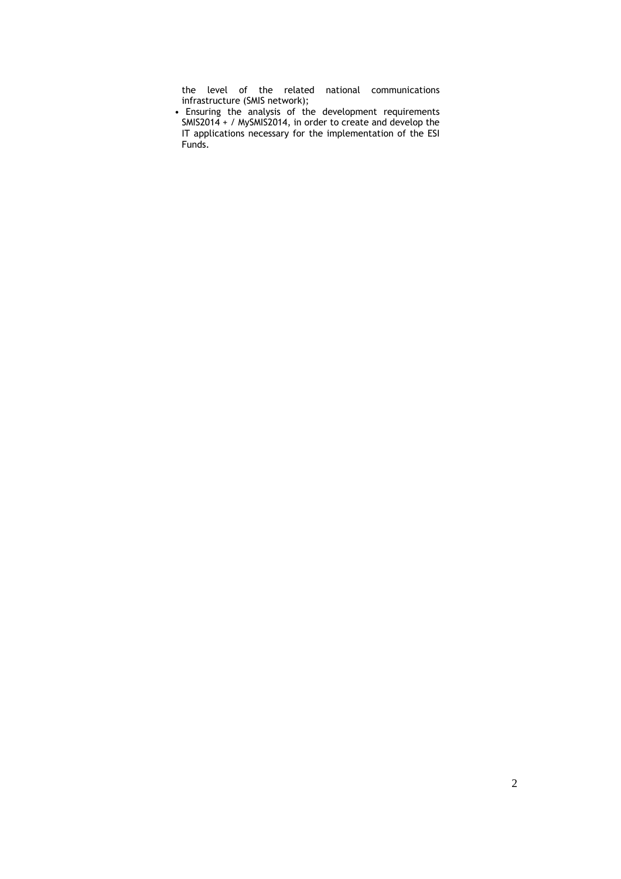the level of the related national communications infrastructure (SMIS network);

- Ensuring the analysis of the development requirements SMIS2014 + / MySMIS2014, in order to create and develop the IT applications necessary for the implementation of the ESI Funds.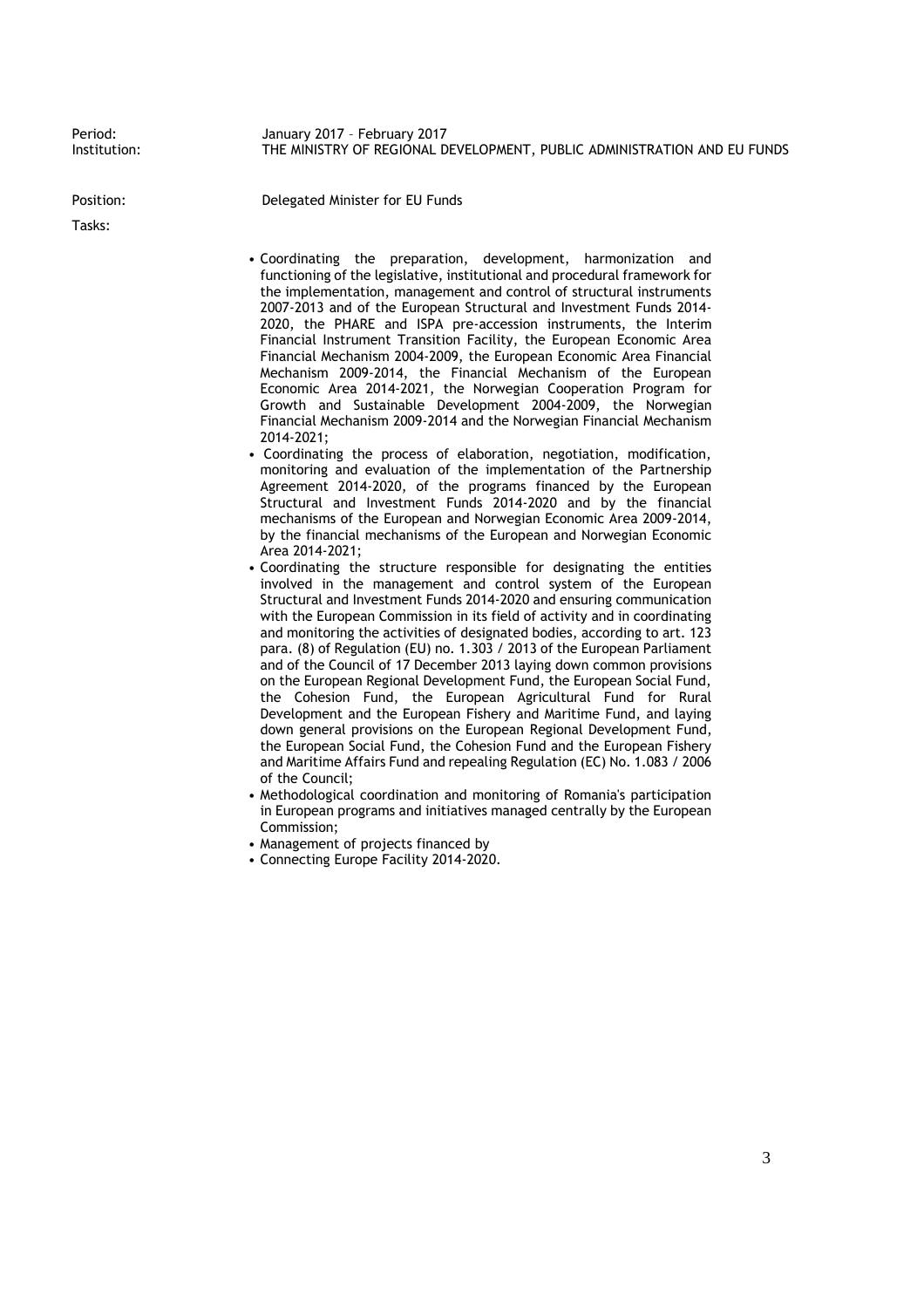Period: January 2017 – February 2017
Institution: THE MINISTRY OF REGIONAL DEVELOPMENT, PUBLIC ADMINISTRATION AND EU FUNDS

Position: Delegated Minister for EU Funds

Tasks:

- Coordinating the preparation, development, harmonization and functioning of the legislative, institutional and procedural framework for the implementation, management and control of structural instruments 2007-2013 and of the European Structural and Investment Funds 2014-2020, the PHARE and ISPA pre-accession instruments, the Interim Financial Instrument Transition Facility, the European Economic Area Financial Mechanism 2004-2009, the European Economic Area Financial Mechanism 2009-2014, the Financial Mechanism of the European Economic Area 2014-2021, the Norwegian Cooperation Program for Growth and Sustainable Development 2004-2009, the Norwegian Financial Mechanism 2009-2014 and the Norwegian Financial Mechanism 2014-2021;
- Coordinating the process of elaboration, negotiation, modification, monitoring and evaluation of the implementation of the Partnership Agreement 2014-2020, of the programs financed by the European Structural and Investment Funds 2014-2020 and by the financial mechanisms of the European and Norwegian Economic Area 2009-2014, by the financial mechanisms of the European and Norwegian Economic Area 2014-2021;
- Coordinating the structure responsible for designating the entities involved in the management and control system of the European Structural and Investment Funds 2014-2020 and ensuring communication with the European Commission in its field of activity and in coordinating and monitoring the activities of designated bodies, according to art. 123 para. (8) of Regulation (EU) no. 1.303 / 2013 of the European Parliament and of the Council of 17 December 2013 laying down common provisions on the European Regional Development Fund, the European Social Fund, the Cohesion Fund, the European Agricultural Fund for Rural Development and the European Fishery and Maritime Fund, and laying down general provisions on the European Regional Development Fund, the European Social Fund, the Cohesion Fund and the European Fishery and Maritime Affairs Fund and repealing Regulation (EC) No. 1.083 / 2006 of the Council;
- Methodological coordination and monitoring of Romania's participation in European programs and initiatives managed centrally by the European Commission;
- Management of projects financed by
- Connecting Europe Facility 2014-2020.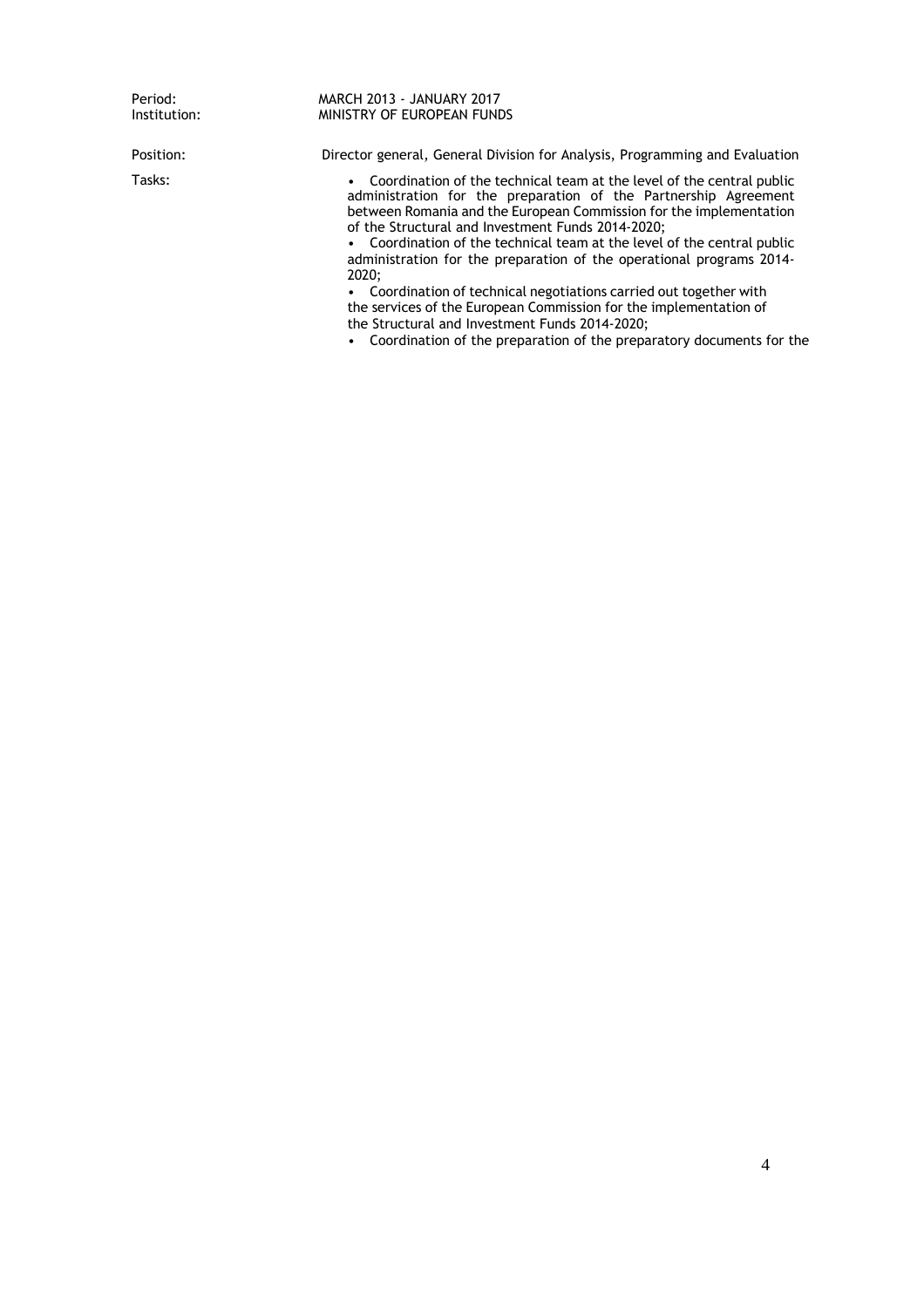Period: MARCH 2013 - JANUARY 2017
Institution: MINISTRY OF EUROPEAN FUNDS

Position: Director general, General Division for Analysis, Programming and Evaluation

Tasks:

- Coordination of the technical team at the level of the central public administration for the preparation of the Partnership Agreement between Romania and the European Commission for the implementation of the Structural and Investment Funds 2014-2020;
- Coordination of the technical team at the level of the central public administration for the preparation of the operational programs 2014-2020;
- Coordination of technical negotiations carried out together with the services of the European Commission for the implementation of the Structural and Investment Funds 2014-2020;
- Coordination of the preparation of the preparatory documents for the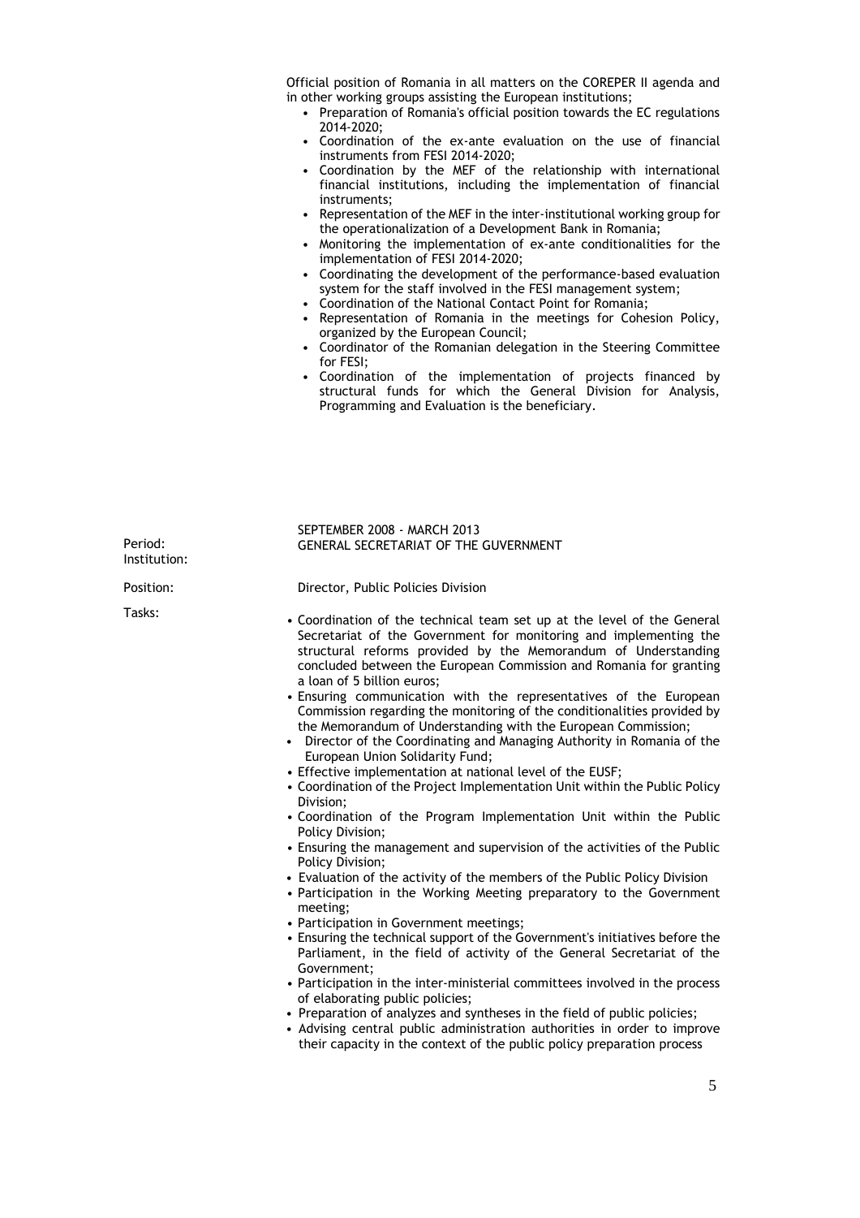Official position of Romania in all matters on the COREPER II agenda and in other working groups assisting the European institutions;

- Preparation of Romania's official position towards the EC regulations 2014-2020;
- Coordination of the ex-ante evaluation on the use of financial instruments from FESI 2014-2020;
- Coordination by the MEF of the relationship with international financial institutions, including the implementation of financial instruments;
- Representation of the MEF in the inter-institutional working group for the operationalization of a Development Bank in Romania;
- Monitoring the implementation of ex-ante conditionalities for the implementation of FESI 2014-2020;
- Coordinating the development of the performance-based evaluation system for the staff involved in the FESI management system;
- Coordination of the National Contact Point for Romania;
- Representation of Romania in the meetings for Cohesion Policy, organized by the European Council;
- Coordinator of the Romanian delegation in the Steering Committee for FESI;
- Coordination of the implementation of projects financed by structural funds for which the General Division for Analysis, Programming and Evaluation is the beneficiary.

Period: SEPTEMBER 2008 - MARCH 2013

Institution: GENERAL SECRETARIAT OF THE GUVERNMENT

Position: Director, Public Policies Division

Tasks:

- Coordination of the technical team set up at the level of the General Secretariat of the Government for monitoring and implementing the structural reforms provided by the Memorandum of Understanding concluded between the European Commission and Romania for granting a loan of 5 billion euros;
- Ensuring communication with the representatives of the European Commission regarding the monitoring of the conditionalities provided by the Memorandum of Understanding with the European Commission;
- Director of the Coordinating and Managing Authority in Romania of the European Union Solidarity Fund;
- Effective implementation at national level of the EUSF;
- Coordination of the Project Implementation Unit within the Public Policy Division;
- Coordination of the Program Implementation Unit within the Public Policy Division;
- Ensuring the management and supervision of the activities of the Public Policy Division;
- Evaluation of the activity of the members of the Public Policy Division
- Participation in the Working Meeting preparatory to the Government meeting;
- Participation in Government meetings;
- Ensuring the technical support of the Government's initiatives before the Parliament, in the field of activity of the General Secretariat of the Government;
- Participation in the inter-ministerial committees involved in the process of elaborating public policies;
- Preparation of analyzes and syntheses in the field of public policies;
- Advising central public administration authorities in order to improve their capacity in the context of the public policy preparation process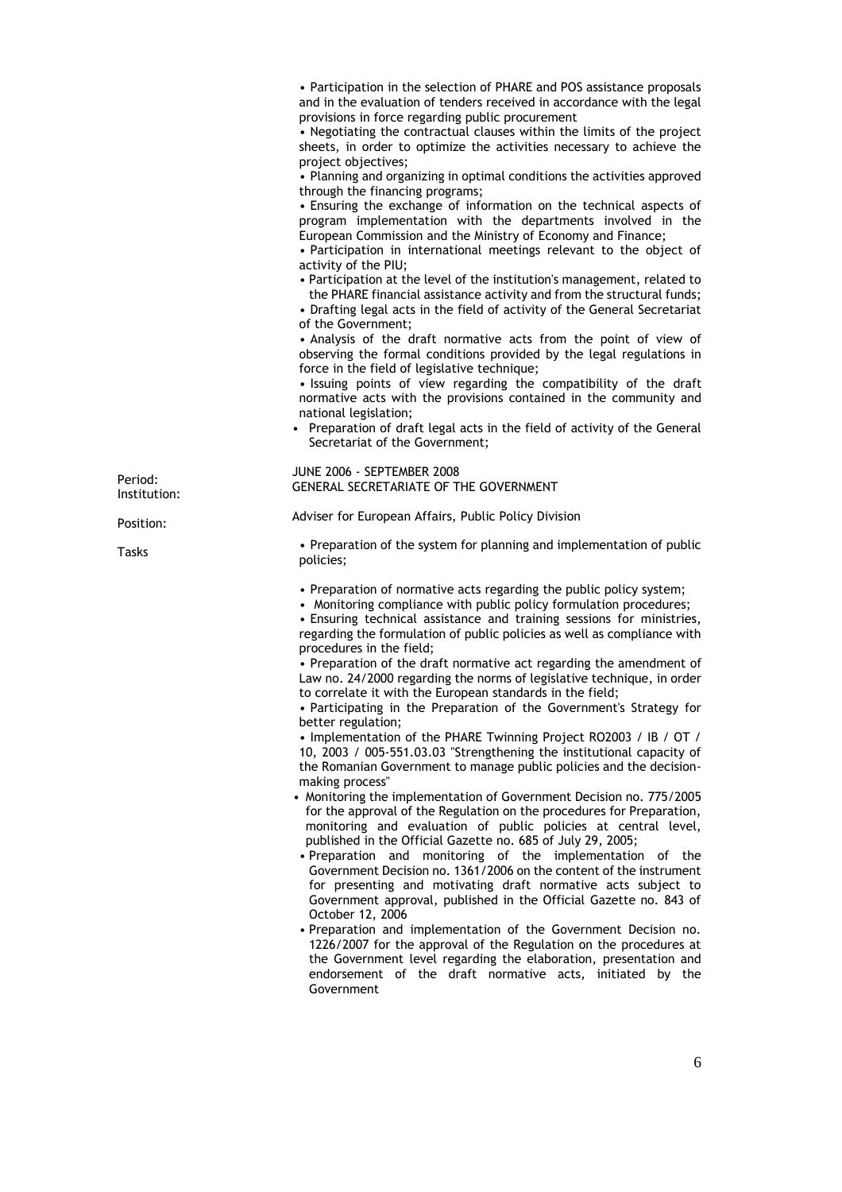- Participation in the selection of PHARE and POS assistance proposals and in the evaluation of tenders received in accordance with the legal provisions in force regarding public procurement
- Negotiating the contractual clauses within the limits of the project sheets, in order to optimize the activities necessary to achieve the project objectives;
- Planning and organizing in optimal conditions the activities approved through the financing programs;
- Ensuring the exchange of information on the technical aspects of program implementation with the departments involved in the European Commission and the Ministry of Economy and Finance;
- Participation in international meetings relevant to the object of activity of the PIU;
- Participation at the level of the institution's management, related to the PHARE financial assistance activity and from the structural funds;
- Drafting legal acts in the field of activity of the General Secretariat of the Government;
- Analysis of the draft normative acts from the point of view of observing the formal conditions provided by the legal regulations in force in the field of legislative technique;
- Issuing points of view regarding the compatibility of the draft normative acts with the provisions contained in the community and national legislation;
- Preparation of draft legal acts in the field of activity of the General Secretariat of the Government;

Period: JUNE 2006 - SEPTEMBER 2008

Institution: GENERAL SECRETARIATE OF THE GOVERNMENT

Position: Adviser for European Affairs, Public Policy Division

Tasks

- Preparation of the system for planning and implementation of public policies;
- Preparation of normative acts regarding the public policy system;
- Monitoring compliance with public policy formulation procedures;
- Ensuring technical assistance and training sessions for ministries, regarding the formulation of public policies as well as compliance with procedures in the field;
- Preparation of the draft normative act regarding the amendment of Law no. 24/2000 regarding the norms of legislative technique, in order to correlate it with the European standards in the field;
- Participating in the Preparation of the Government's Strategy for better regulation;
- Implementation of the PHARE Twinning Project RO2003 / IB / OT / 10, 2003 / 005-551.03.03 "Strengthening the institutional capacity of the Romanian Government to manage public policies and the decision-making process"
- Monitoring the implementation of Government Decision no. 775/2005 for the approval of the Regulation on the procedures for Preparation, monitoring and evaluation of public policies at central level, published in the Official Gazette no. 685 of July 29, 2005;
- Preparation and monitoring of the implementation of the Government Decision no. 1361/2006 on the content of the instrument for presenting and motivating draft normative acts subject to Government approval, published in the Official Gazette no. 843 of October 12, 2006
- Preparation and implementation of the Government Decision no. 1226/2007 for the approval of the Regulation on the procedures at the Government level regarding the elaboration, presentation and endorsement of the draft normative acts, initiated by the Government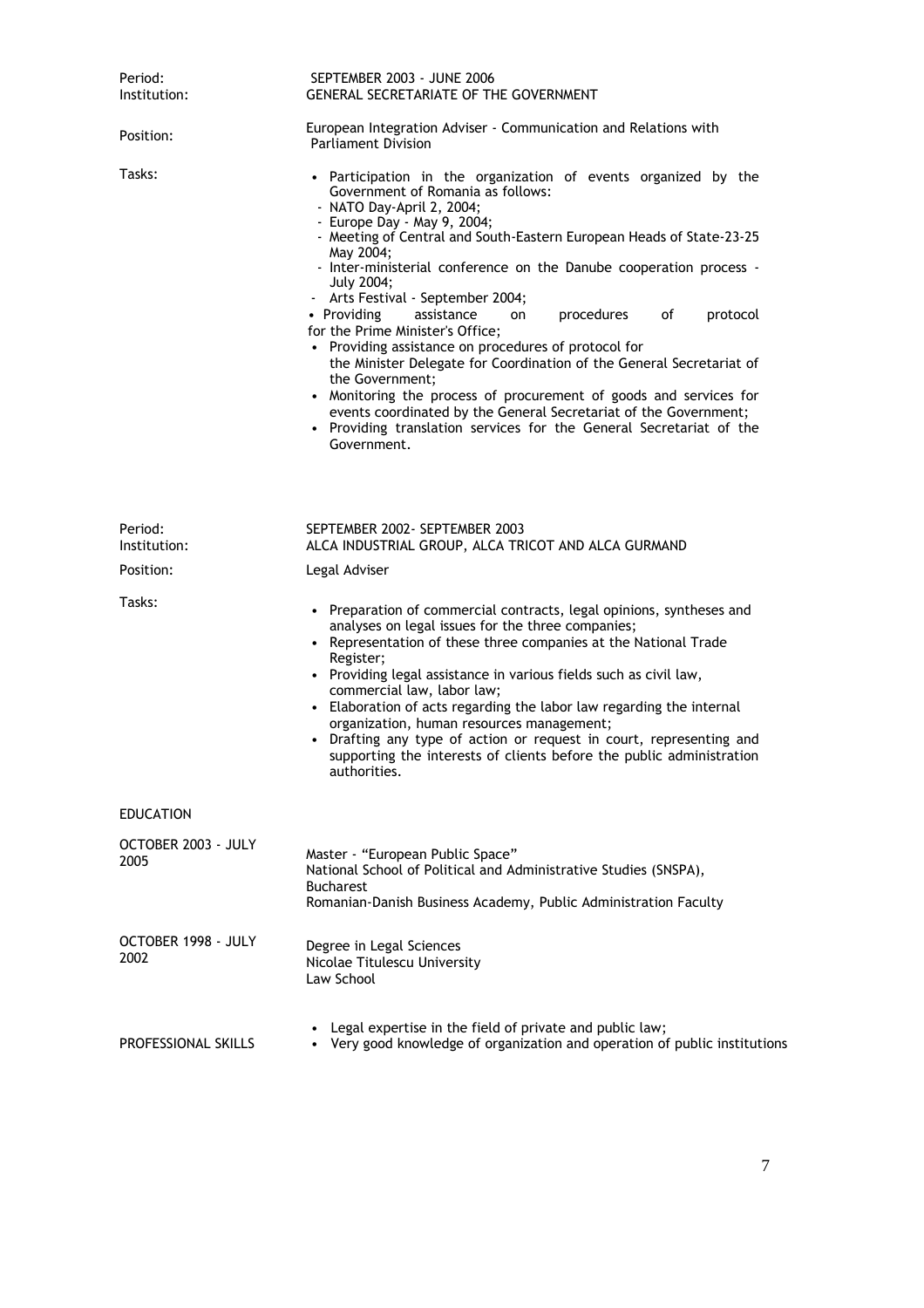Period: SEPTEMBER 2003 - JUNE 2006
Institution: GENERAL SECRETARIATE OF THE GOVERNMENT

Position: European Integration Adviser - Communication and Relations with Parliament Division

Tasks:

- Participation in the organization of events organized by the Government of Romania as follows:
  - NATO Day-April 2, 2004;
  - Europe Day - May 9, 2004;
  - Meeting of Central and South-Eastern European Heads of State-23-25 May 2004;
  - Inter-ministerial conference on the Danube cooperation process - July 2004;
  - Arts Festival - September 2004;
- Providing assistance on procedures of protocol for the Prime Minister's Office;
- Providing assistance on procedures of protocol for the Minister Delegate for Coordination of the General Secretariat of the Government;
- Monitoring the process of procurement of goods and services for events coordinated by the General Secretariat of the Government;
- Providing translation services for the General Secretariat of the Government.

Period: SEPTEMBER 2002- SEPTEMBER 2003
Institution: ALCA INDUSTRIAL GROUP, ALCA TRICOT AND ALCA GURMAND

Position: Legal Adviser

Tasks:

- Preparation of commercial contracts, legal opinions, syntheses and analyses on legal issues for the three companies;
- Representation of these three companies at the National Trade Register;
- Providing legal assistance in various fields such as civil law, commercial law, labor law;
- Elaboration of acts regarding the labor law regarding the internal organization, human resources management;
- Drafting any type of action or request in court, representing and supporting the interests of clients before the public administration authorities.

## EDUCATION

OCTOBER 2003 - JULY 2005
Master - "European Public Space"
National School of Political and Administrative Studies (SNSPA), Bucharest
Romanian-Danish Business Academy, Public Administration Faculty

OCTOBER 1998 - JULY 2002
Degree in Legal Sciences
Nicolae Titulescu University
Law School

## PROFESSIONAL SKILLS

- Legal expertise in the field of private and public law;
- Very good knowledge of organization and operation of public institutions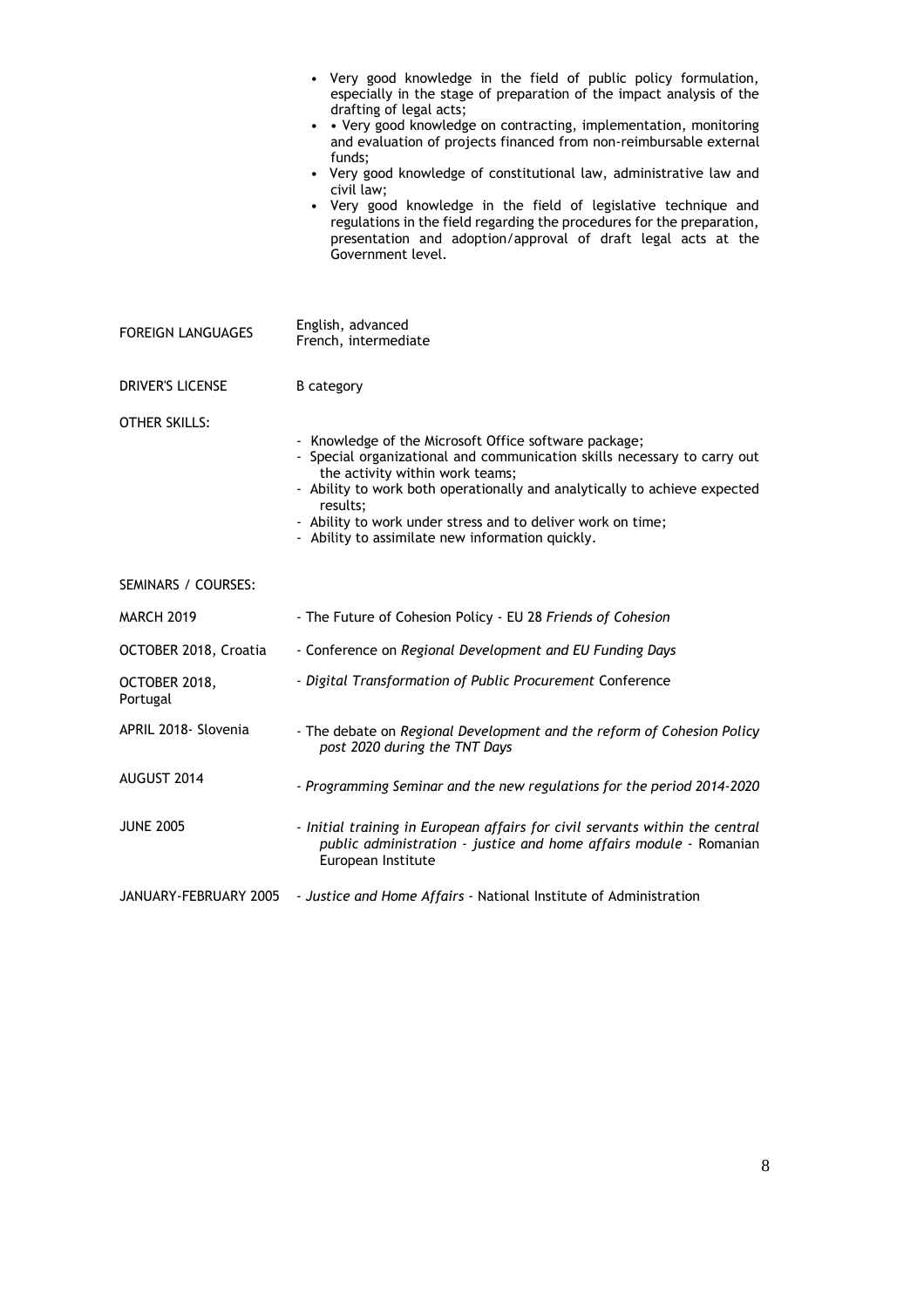- Very good knowledge in the field of public policy formulation, especially in the stage of preparation of the impact analysis of the drafting of legal acts;
- • Very good knowledge on contracting, implementation, monitoring and evaluation of projects financed from non-reimbursable external funds;
- Very good knowledge of constitutional law, administrative law and civil law;
- Very good knowledge in the field of legislative technique and regulations in the field regarding the procedures for the preparation, presentation and adoption/approval of draft legal acts at the Government level.

| | |
|---|---|
| FOREIGN LANGUAGES | English, advanced<br>French, intermediate |
| DRIVER'S LICENSE | B category |
| OTHER SKILLS: | - Knowledge of the Microsoft Office software package;<br>- Special organizational and communication skills necessary to carry out the activity within work teams;<br>- Ability to work both operationally and analytically to achieve expected results;<br>- Ability to work under stress and to deliver work on time;<br>- Ability to assimilate new information quickly. |
| SEMINARS / COURSES: | |
| MARCH 2019 | - The Future of Cohesion Policy - EU 28 *Friends of Cohesion* |
| OCTOBER 2018, Croatia | - Conference on *Regional Development and EU Funding Days* |
| OCTOBER 2018, Portugal | - *Digital Transformation of Public Procurement* Conference |
| APRIL 2018- Slovenia | - The debate on *Regional Development and the reform of Cohesion Policy post 2020 during the TNT Days* |
| AUGUST 2014 | - *Programming Seminar and the new regulations for the period 2014-2020* |
| JUNE 2005 | - *Initial training in European affairs for civil servants within the central public administration - justice and home affairs module* - Romanian European Institute |
| JANUARY-FEBRUARY 2005 | - *Justice and Home Affairs* - National Institute of Administration |